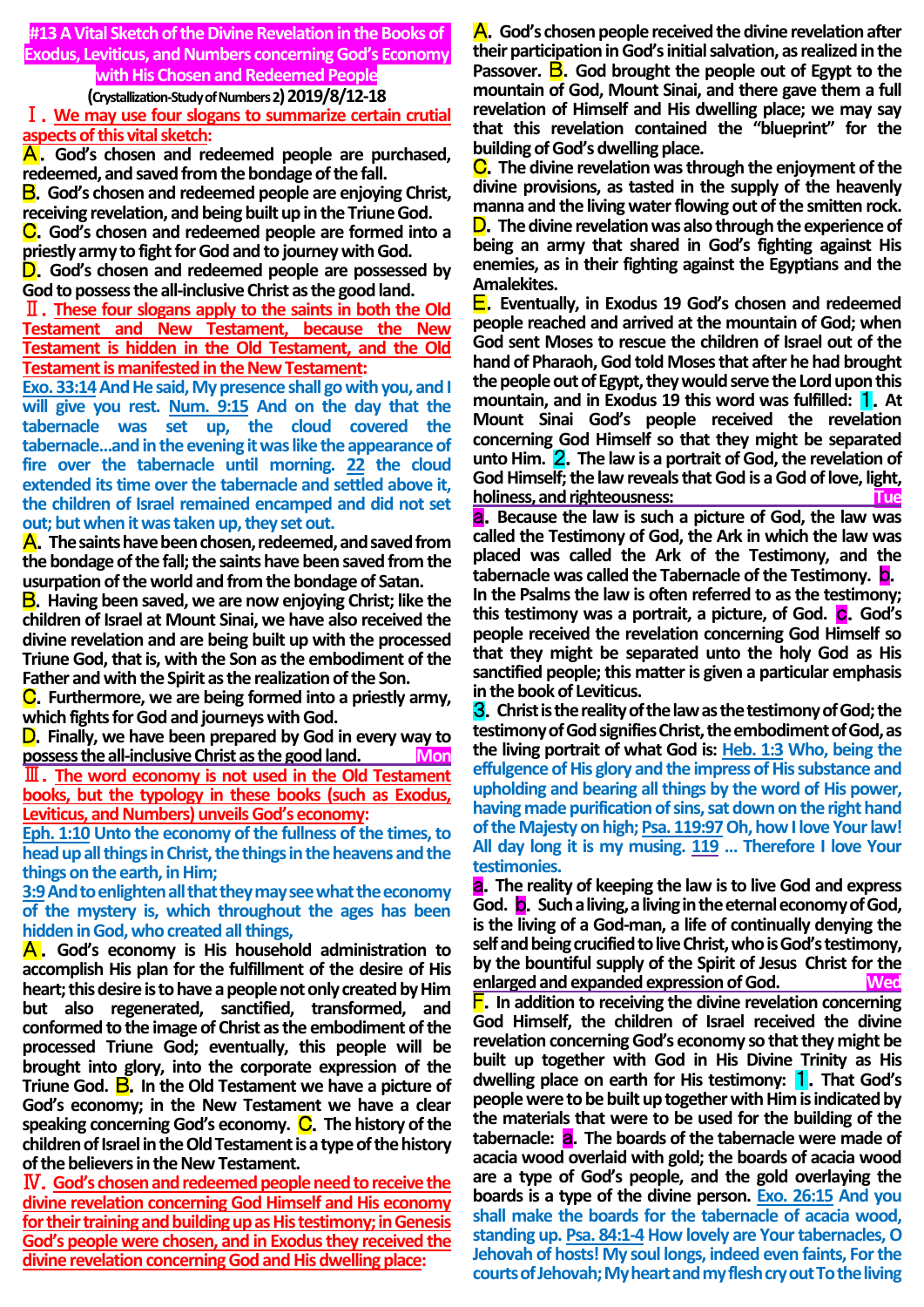# #13 A Vital Sketch of the Divine Revelation in the Books of Exodus, Leviticus, and Numbers concerning God's Economy with His Chosen and Redeemed People

**(Crystallization-Study of Numbers 2) 2019/8/12-18**

**Ⅰ. We may use four slogans to summarize certain crutial aspects of this vital sketch:**

**A. God's chosen and redeemed people are purchased, redeemed, and saved from the bondage of the fall.**

**B. God's chosen and redeemed people are enjoying Christ, receiving revelation, and being built up in the Triune God.**

**C. God's chosen and redeemed people are formed into a priestly army to fight for God and to journey with God.**

**D. God's chosen and redeemed people are possessed by God to possess the all-inclusive Christ as the good land.**

**Ⅱ. These four slogans apply to the saints in both the Old Testament and New Testament, because the New Testament is hidden in the Old Testament, and the Old Testament is manifested in the New Testament:**

**Exo. 33:14 And He said, My presence shall go with you, and I will give you rest. Num. 9:15 And on the day that the tabernacle was set up, the cloud covered the tabernacle...and in the evening it was like the appearance of fire over the tabernacle until morning. 22 the cloud extended its time over the tabernacle and settled above it, the children of Israel remained encamped and did not set out; but when it was taken up, they set out.**

**A. The saints have been chosen, redeemed, and saved from the bondage of the fall; the saints have been saved from the usurpation of the world and from the bondage of Satan.**

**B. Having been saved, we are now enjoying Christ; like the children of Israel at Mount Sinai, we have also received the divine revelation and are being built up with the processed Triune God, that is, with the Son as the embodiment of the Father and with the Spirit as the realization of the Son.**

**C. Furthermore, we are being formed into a priestly army, which fights for God and journeys with God.**

**D. Finally, we have been prepared by God in every way to possess the all-inclusive Christ as the good land.** Mon

**Ⅲ. The word economy is not used in the Old Testament books, but the typology in these books (such as Exodus, Leviticus, and Numbers) unveils God's economy:**

**Eph. 1:10 Unto the economy of the fullness of the times, to head up all things in Christ, the things in the heavens and the things on the earth, in Him;**

**3:9 And to enlighten all that they may see what the economy of the mystery is, which throughout the ages has been hidden in God, who created all things,**

**A. God's economy is His household administration to accomplish His plan for the fulfillment of the desire of His heart; this desire is to have a people not only created by Him but also regenerated, sanctified, transformed, and conformed to the image of Christ as the embodiment of the processed Triune God; eventually, this people will be brought into glory, into the corporate expression of the Triune God. B. In the Old Testament we have a picture of God's economy; in the New Testament we have a clear speaking concerning God's economy. C. The history of the children of Israel in the Old Testament is a type of the history of the believers in the New Testament.**

**Ⅳ. God's chosen and redeemed people need to receive the divine revelation concerning God Himself and His economy for their training and building up as His testimony; in Genesis God's people were chosen, and in Exodus they received the divine revelation concerning God and His dwelling place:**

**A. God's chosen people received the divine revelation after their participation in God's initial salvation, as realized in the Passover. B. God brought the people out of Egypt to the mountain of God, Mount Sinai, and there gave them a full revelation of Himself and His dwelling place; we may say that this revelation contained the "blueprint" for the building of God's dwelling place.**

**C. The divine revelation was through the enjoyment of the divine provisions, as tasted in the supply of the heavenly manna and the living water flowing out of the smitten rock.**

**D. The divine revelation was also through the experience of being an army that shared in God's fighting against His enemies, as in their fighting against the Egyptians and the Amalekites.**

**E. Eventually, in Exodus 19 God's chosen and redeemed people reached and arrived at the mountain of God; when God sent Moses to rescue the children of Israel out of the hand of Pharaoh, God told Moses that after he had brought the people out of Egypt, they would serve the Lord upon this mountain, and in Exodus 19 this word was fulfilled: 1. At Mount Sinai God's people received the revelation concerning God Himself so that they might be separated unto Him. 2. The law is a portrait of God, the revelation of God Himself; the law reveals that God is a God of love, light, holiness, and righteousness:** Tue

**a. Because the law is such a picture of God, the law was called the Testimony of God, the Ark in which the law was placed was called the Ark of the Testimony, and the tabernacle was called the Tabernacle of the Testimony. b. In the Psalms the law is often referred to as the testimony; this testimony was a portrait, a picture, of God. c. God's people received the revelation concerning God Himself so that they might be separated unto the holy God as His sanctified people; this matter is given a particular emphasis in the book of Leviticus.**

**3. Christ is the reality of the law as the testimony of God; the testimony of God signifies Christ, the embodiment of God, as the living portrait of what God is: Heb. 1:3 Who, being the effulgence of His glory and the impress of His substance and upholding and bearing all things by the word of His power, having made purification of sins, sat down on the right hand of the Majesty on high; Psa. 119:97 Oh, how I love Your law! All day long it is my musing. 119 ... Therefore I love Your testimonies.**

**a. The reality of keeping the law is to live God and express God. b. Such a living, a living in the eternal economy of God, is the living of a God-man, a life of continually denying the self and being crucified to live Christ, who is God's testimony, by the bountiful supply of the Spirit of Jesus Christ for the enlarged and expanded expression of God.** Wed

**F. In addition to receiving the divine revelation concerning God Himself, the children of Israel received the divine revelation concerning God's economy so that they might be built up together with God in His Divine Trinity as His dwelling place on earth for His testimony: 1. That God's people were to be built up together with Him is indicated by the materials that were to be used for the building of the tabernacle: a. The boards of the tabernacle were made of acacia wood overlaid with gold; the boards of acacia wood are a type of God's people, and the gold overlaying the boards is a type of the divine person. Exo. 26:15 And you shall make the boards for the tabernacle of acacia wood, standing up. Psa. 84:1-4 How lovely are Your tabernacles, O Jehovah of hosts! My soul longs, indeed even faints, For the courts of Jehovah; My heart and my flesh cry out To the living**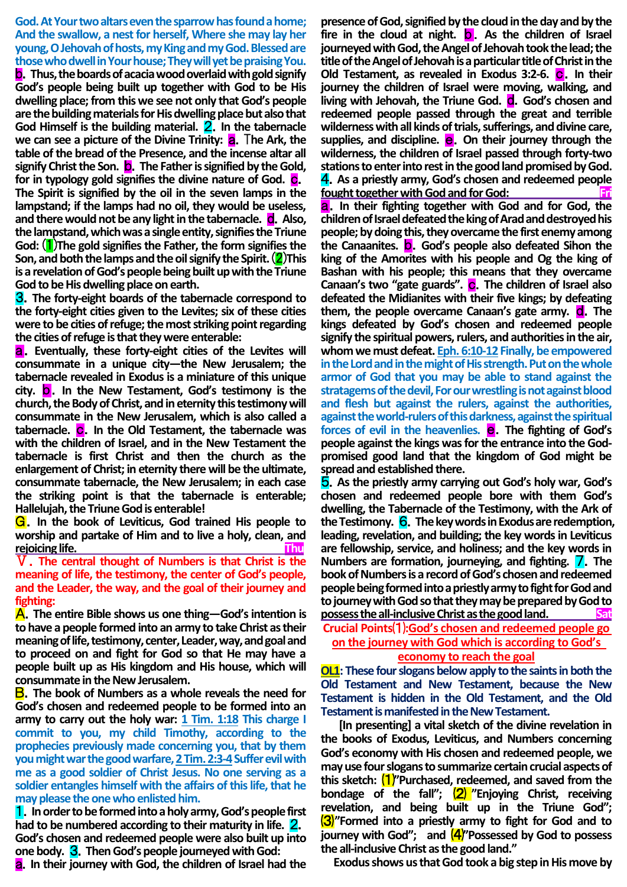**God. At Your two altars even the sparrow has found a home; And the swallow, a nest for herself, Where she may lay her young, O Jehovah of hosts, my King and my God. Blessed are those who dwell in Your house; They will yet be praising You.**

**b**. Thus, the boards of acacia wood overlaid with gold signify God's people being built up together with God to be His dwelling place; from this we see not only that God's people are the building materials for His dwelling place but also that God Himself is the building material. **2**. In the tabernacle we can see a picture of the Divine Trinity: **a**. The Ark, the table of the bread of the Presence, and the incense altar all signify Christ the Son. **b**. The Father is signified by the Gold, for in typology gold signifies the divine nature of God. **c**. The Spirit is signified by the oil in the seven lamps in the lampstand; if the lamps had no oil, they would be useless, and there would not be any light in the tabernacle. **d**. Also, the lampstand, which was a single entity, signifies the Triune God: (1)The gold signifies the Father, the form signifies the Son, and both the lamps and the oil signify the Spirit. (2)This is a revelation of God's people being built up with the Triune God to be His dwelling place on earth.

**3**. The forty-eight boards of the tabernacle correspond to the forty-eight cities given to the Levites; six of these cities were to be cities of refuge; the most striking point regarding the cities of refuge is that they were enterable:

**a**. Eventually, these forty-eight cities of the Levites will consummate in a unique city—the New Jerusalem; the tabernacle revealed in Exodus is a miniature of this unique city. **b**. In the New Testament, God's testimony is the church, the Body of Christ, and in eternity this testimony will consummate in the New Jerusalem, which is also called a tabernacle. **c**. In the Old Testament, the tabernacle was with the children of Israel, and in the New Testament the tabernacle is first Christ and then the church as the enlargement of Christ; in eternity there will be the ultimate, consummate tabernacle, the New Jerusalem; in each case the striking point is that the tabernacle is enterable; Hallelujah, the Triune God is enterable!

**G**. In the book of Leviticus, God trained His people to worship and partake of Him and to live a holy, clean, and rejoicing life. **Thu**

**Ⅴ. The central thought of Numbers is that Christ is the meaning of life, the testimony, the center of God's people, and the Leader, the way, and the goal of their journey and fighting:**

**A**. The entire Bible shows us one thing—God's intention is to have a people formed into an army to take Christ as their meaning of life, testimony, center, Leader, way, and goal and to proceed on and fight for God so that He may have a people built up as His kingdom and His house, which will consummate in the New Jerusalem.

**B**. The book of Numbers as a whole reveals the need for God's chosen and redeemed people to be formed into an army to carry out the holy war: **1 Tim. 1:18 This charge I commit to you, my child Timothy, according to the prophecies previously made concerning you, that by them you might war the good warfare, 2 Tim. 2:3-4 Suffer evil with me as a good soldier of Christ Jesus. No one serving as a soldier entangles himself with the affairs of this life, that he may please the one who enlisted him.**

**1**. In order to be formed into a holy army, God's people first had to be numbered according to their maturity in life. **2**. God's chosen and redeemed people were also built up into one body. **3**. Then God's people journeyed with God:

**a**. In their journey with God, the children of Israel had the presence of God, signified by the cloud in the day and by the fire in the cloud at night. **b**. As the children of Israel journeyed with God, the Angel of Jehovah took the lead; the title of the Angel of Jehovah is a particular title of Christ in the Old Testament, as revealed in Exodus 3:2-6. **c**. In their journey the children of Israel were moving, walking, and living with Jehovah, the Triune God. **d**. God's chosen and redeemed people passed through the great and terrible wilderness with all kinds of trials, sufferings, and divine care, supplies, and discipline. **e**. On their journey through the wilderness, the children of Israel passed through forty-two stations to enter into rest in the good land promised by God.

**4**. As a priestly army, God's chosen and redeemed people fought together with God and for God: **Fri**

**a**. In their fighting together with God and for God, the children of Israel defeated the king of Arad and destroyed his people; by doing this, they overcame the first enemy among the Canaanites. **b**. God's people also defeated Sihon the king of the Amorites with his people and Og the king of Bashan with his people; this means that they overcame Canaan's two "gate guards". **c**. The children of Israel also defeated the Midianites with their five kings; by defeating them, the people overcame Canaan's gate army. **d**. The kings defeated by God's chosen and redeemed people signify the spiritual powers, rulers, and authorities in the air, whom we must defeat. **Eph. 6:10-12 Finally, be empowered in the Lord and in the might of His strength. Put on the whole armor of God that you may be able to stand against the stratagems of the devil, For our wrestling is not against blood and flesh but against the rulers, against the authorities, against the world-rulers of this darkness, against the spiritual forces of evil in the heavenlies.** **e**. The fighting of God's people against the kings was for the entrance into the God-promised good land that the kingdom of God might be spread and established there.

**5**. As the priestly army carrying out God's holy war, God's chosen and redeemed people bore with them God's dwelling, the Tabernacle of the Testimony, with the Ark of the Testimony. **6**. The key words in Exodus are redemption, leading, revelation, and building; the key words in Leviticus are fellowship, service, and holiness; and the key words in Numbers are formation, journeying, and fighting. **7**. The book of Numbers is a record of God's chosen and redeemed people being formed into a priestly army to fight for God and to journey with God so that they may be prepared by God to possess the all-inclusive Christ as the good land. **Sat**

**Crucial Points(1):God's chosen and redeemed people go on the journey with God which is according to God's economy to reach the goal**

**OL1: These four slogans below apply to the saints in both the Old Testament and New Testament, because the New Testament is hidden in the Old Testament, and the Old Testament is manifested in the New Testament.**

[In presenting] a vital sketch of the divine revelation in the books of Exodus, Leviticus, and Numbers concerning God's economy with His chosen and redeemed people, we may use four slogans to summarize certain crucial aspects of this sketch: (1)"Purchased, redeemed, and saved from the bondage of the fall"; (2) "Enjoying Christ, receiving revelation, and being built up in the Triune God"; (3)"Formed into a priestly army to fight for God and to journey with God"; and (4)"Possessed by God to possess the all-inclusive Christ as the good land."

Exodus shows us that God took a big step in His move by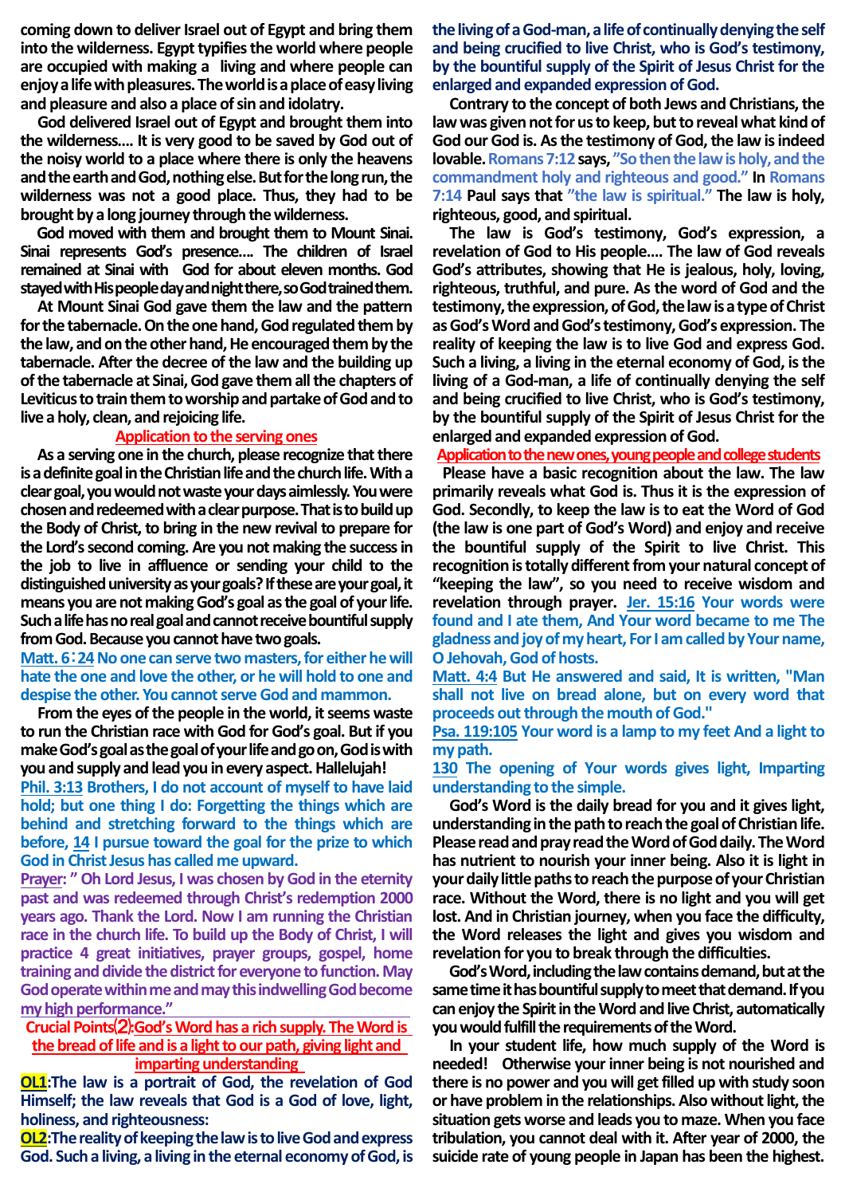coming down to deliver Israel out of Egypt and bring them into the wilderness. Egypt typifies the world where people are occupied with making a living and where people can enjoy a life with pleasures. The world is a place of easy living and pleasure and also a place of sin and idolatry.

God delivered Israel out of Egypt and brought them into the wilderness.... It is very good to be saved by God out of the noisy world to a place where there is only the heavens and the earth and God, nothing else. But for the long run, the wilderness was not a good place. Thus, they had to be brought by a long journey through the wilderness.

God moved with them and brought them to Mount Sinai. Sinai represents God's presence.... The children of Israel remained at Sinai with God for about eleven months. God stayed with His people day and night there, so God trained them.

At Mount Sinai God gave them the law and the pattern for the tabernacle. On the one hand, God regulated them by the law, and on the other hand, He encouraged them by the tabernacle. After the decree of the law and the building up of the tabernacle at Sinai, God gave them all the chapters of Leviticus to train them to worship and partake of God and to live a holy, clean, and rejoicing life.

**Application to the serving ones**

As a serving one in the church, please recognize that there is a definite goal in the Christian life and the church life. With a clear goal, you would not waste your days aimlessly. You were chosen and redeemed with a clear purpose. That is to build up the Body of Christ, to bring in the new revival to prepare for the Lord's second coming. Are you not making the success in the job to live in affluence or sending your child to the distinguished university as your goals? If these are your goal, it means you are not making God's goal as the goal of your life. Such a life has no real goal and cannot receive bountiful supply from God. Because you cannot have two goals.

**Matt. 6：24 No one can serve two masters, for either he will hate the one and love the other, or he will hold to one and despise the other. You cannot serve God and mammon.**

From the eyes of the people in the world, it seems waste to run the Christian race with God for God's goal. But if you make God's goal as the goal of your life and go on, God is with you and supply and lead you in every aspect. Hallelujah!

**Phil. 3:13 Brothers, I do not account of myself to have laid hold; but one thing I do: Forgetting the things which are behind and stretching forward to the things which are before, 14 I pursue toward the goal for the prize to which God in Christ Jesus has called me upward.**

**Prayer: " Oh Lord Jesus, I was chosen by God in the eternity past and was redeemed through Christ's redemption 2000 years ago. Thank the Lord. Now I am running the Christian race in the church life. To build up the Body of Christ, I will practice 4 great initiatives, prayer groups, gospel, home training and divide the district for everyone to function. May God operate within me and may this indwelling God become my high performance."**

**Crucial Points⑵:God's Word has a rich supply. The Word is the bread of life and is a light to our path, giving light and imparting understanding**

**OL1:The law is a portrait of God, the revelation of God Himself; the law reveals that God is a God of love, light, holiness, and righteousness:**

**OL2:The reality of keeping the law is to live God and express God. Such a living, a living in the eternal economy of God, is the living of a God-man, a life of continually denying the self and being crucified to live Christ, who is God's testimony, by the bountiful supply of the Spirit of Jesus Christ for the enlarged and expanded expression of God.**

Contrary to the concept of both Jews and Christians, the law was given not for us to keep, but to reveal what kind of God our God is. As the testimony of God, the law is indeed lovable. Romans 7:12 says, "So then the law is holy, and the commandment holy and righteous and good." In Romans 7:14 Paul says that "the law is spiritual." The law is holy, righteous, good, and spiritual.

The law is God's testimony, God's expression, a revelation of God to His people.... The law of God reveals God's attributes, showing that He is jealous, holy, loving, righteous, truthful, and pure. As the word of God and the testimony, the expression, of God, the law is a type of Christ as God's Word and God's testimony, God's expression. The reality of keeping the law is to live God and express God. Such a living, a living in the eternal economy of God, is the living of a God-man, a life of continually denying the self and being crucified to live Christ, who is God's testimony, by the bountiful supply of the Spirit of Jesus Christ for the enlarged and expanded expression of God.

**Application to the new ones, young people and college students**

Please have a basic recognition about the law. The law primarily reveals what God is. Thus it is the expression of God. Secondly, to keep the law is to eat the Word of God (the law is one part of God's Word) and enjoy and receive the bountiful supply of the Spirit to live Christ. This recognition is totally different from your natural concept of "keeping the law", so you need to receive wisdom and revelation through prayer. **Jer. 15:16 Your words were found and I ate them, And Your word became to me The gladness and joy of my heart, For I am called by Your name, O Jehovah, God of hosts.**

**Matt. 4:4 But He answered and said, It is written, "Man shall not live on bread alone, but on every word that proceeds out through the mouth of God."**

**Psa. 119:105 Your word is a lamp to my feet And a light to my path.**

**130 The opening of Your words gives light, Imparting understanding to the simple.**

God's Word is the daily bread for you and it gives light, understanding in the path to reach the goal of Christian life. Please read and pray read the Word of God daily. The Word has nutrient to nourish your inner being. Also it is light in your daily little paths to reach the purpose of your Christian race. Without the Word, there is no light and you will get lost. And in Christian journey, when you face the difficulty, the Word releases the light and gives you wisdom and revelation for you to break through the difficulties.

God's Word, including the law contains demand, but at the same time it has bountiful supply to meet that demand. If you can enjoy the Spirit in the Word and live Christ, automatically you would fulfill the requirements of the Word.

In your student life, how much supply of the Word is needed! Otherwise your inner being is not nourished and there is no power and you will get filled up with study soon or have problem in the relationships. Also without light, the situation gets worse and leads you to maze. When you face tribulation, you cannot deal with it. After year of 2000, the suicide rate of young people in Japan has been the highest.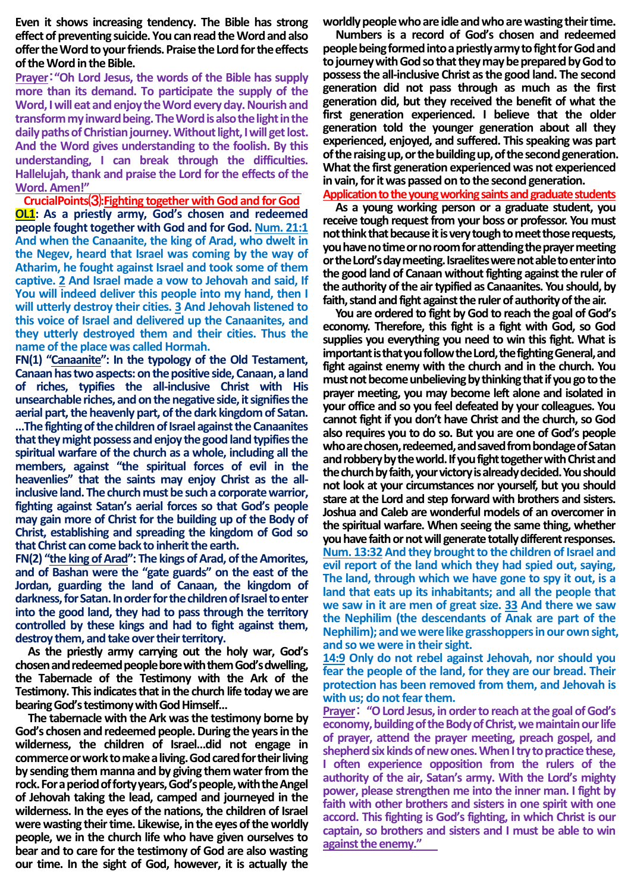**Even it shows increasing tendency. The Bible has strong effect of preventing suicide. You can read the Word and also offer the Word to your friends. Praise the Lord for the effects of the Word in the Bible.**

**Prayer: "Oh Lord Jesus, the words of the Bible has supply more than its demand. To participate the supply of the Word, I will eat and enjoy the Word every day. Nourish and transform my inward being. The Word is also the light in the daily paths of Christian journey. Without light, I will get lost. And the Word gives understanding to the foolish. By this understanding, I can break through the difficulties. Hallelujah, thank and praise the Lord for the effects of the Word. Amen!"**

## CrucialPoints⑶:Fighting together with God and for God

**OL1: As a priestly army, God's chosen and redeemed people fought together with God and for God. Num. 21:1 And when the Canaanite, the king of Arad, who dwelt in the Negev, heard that Israel was coming by the way of Atharim, he fought against Israel and took some of them captive. 2 And Israel made a vow to Jehovah and said, If You will indeed deliver this people into my hand, then I will utterly destroy their cities. 3 And Jehovah listened to this voice of Israel and delivered up the Canaanites, and they utterly destroyed them and their cities. Thus the name of the place was called Hormah.**

**FN(1) "Canaanite": In the typology of the Old Testament, Canaan has two aspects: on the positive side, Canaan, a land of riches, typifies the all-inclusive Christ with His unsearchable riches, and on the negative side, it signifies the aerial part, the heavenly part, of the dark kingdom of Satan. ...The fighting of the children of Israel against the Canaanites that they might possess and enjoy the good land typifies the spiritual warfare of the church as a whole, including all the members, against "the spiritual forces of evil in the heavenlies" that the saints may enjoy Christ as the all-inclusive land. The church must be such a corporate warrior, fighting against Satan's aerial forces so that God's people may gain more of Christ for the building up of the Body of Christ, establishing and spreading the kingdom of God so that Christ can come back to inherit the earth.**

**FN(2) "the king of Arad": The kings of Arad, of the Amorites, and of Bashan were the "gate guards" on the east of the Jordan, guarding the land of Canaan, the kingdom of darkness, for Satan. In order for the children of Israel to enter into the good land, they had to pass through the territory controlled by these kings and had to fight against them, destroy them, and take over their territory.**

**As the priestly army carrying out the holy war, God's chosen and redeemed people bore with them God's dwelling, the Tabernacle of the Testimony with the Ark of the Testimony. This indicates that in the church life today we are bearing God's testimony with God Himself...**

**The tabernacle with the Ark was the testimony borne by God's chosen and redeemed people. During the years in the wilderness, the children of Israel...did not engage in commerce or work to make a living. God cared for their living by sending them manna and by giving them water from the rock. For a period of forty years, God's people, with the Angel of Jehovah taking the lead, camped and journeyed in the wilderness. In the eyes of the nations, the children of Israel were wasting their time. Likewise, in the eyes of the worldly people, we in the church life who have given ourselves to bear and to care for the testimony of God are also wasting our time. In the sight of God, however, it is actually the worldly people who are idle and who are wasting their time.**

**Numbers is a record of God's chosen and redeemed people being formed into a priestly army to fight for God and to journey with God so that they may be prepared by God to possess the all-inclusive Christ as the good land. The second generation did not pass through as much as the first generation did, but they received the benefit of what the first generation experienced. I believe that the older generation told the younger generation about all they experienced, enjoyed, and suffered. This speaking was part of the raising up, or the building up, of the second generation. What the first generation experienced was not experienced in vain, for it was passed on to the second generation.**

**Application to the young working saints and graduate students**

**As a young working person or a graduate student, you receive tough request from your boss or professor. You must not think that because it is very tough to meet those requests, you have no time or no room for attending the prayer meeting or the Lord's day meeting. Israelites were not able to enter into the good land of Canaan without fighting against the ruler of the authority of the air typified as Canaanites. You should, by faith, stand and fight against the ruler of authority of the air.**

**You are ordered to fight by God to reach the goal of God's economy. Therefore, this fight is a fight with God, so God supplies you everything you need to win this fight. What is important is that you follow the Lord, the fighting General, and fight against enemy with the church and in the church. You must not become unbelieving by thinking that if you go to the prayer meeting, you may become left alone and isolated in your office and so you feel defeated by your colleagues. You cannot fight if you don't have Christ and the church, so God also requires you to do so. But you are one of God's people who are chosen, redeemed, and saved from bondage of Satan and robbery by the world. If you fight together with Christ and the church by faith, your victory is already decided. You should not look at your circumstances nor yourself, but you should stare at the Lord and step forward with brothers and sisters. Joshua and Caleb are wonderful models of an overcomer in the spiritual warfare. When seeing the same thing, whether you have faith or not will generate totally different responses.**

**Num. 13:32 And they brought to the children of Israel and evil report of the land which they had spied out, saying, The land, through which we have gone to spy it out, is a land that eats up its inhabitants; and all the people that we saw in it are men of great size. 33 And there we saw the Nephilim (the descendants of Anak are part of the Nephilim); and we were like grasshoppers in our own sight, and so we were in their sight.**

**14:9 Only do not rebel against Jehovah, nor should you fear the people of the land, for they are our bread. Their protection has been removed from them, and Jehovah is with us; do not fear them.**

**Prayer: "O Lord Jesus, in order to reach at the goal of God's economy, building of the Body of Christ, we maintain our life of prayer, attend the prayer meeting, preach gospel, and shepherd six kinds of new ones. When I try to practice these, I often experience opposition from the rulers of the authority of the air, Satan's army. With the Lord's mighty power, please strengthen me into the inner man. I fight by faith with other brothers and sisters in one spirit with one accord. This fighting is God's fighting, in which Christ is our captain, so brothers and sisters and I must be able to win against the enemy."**